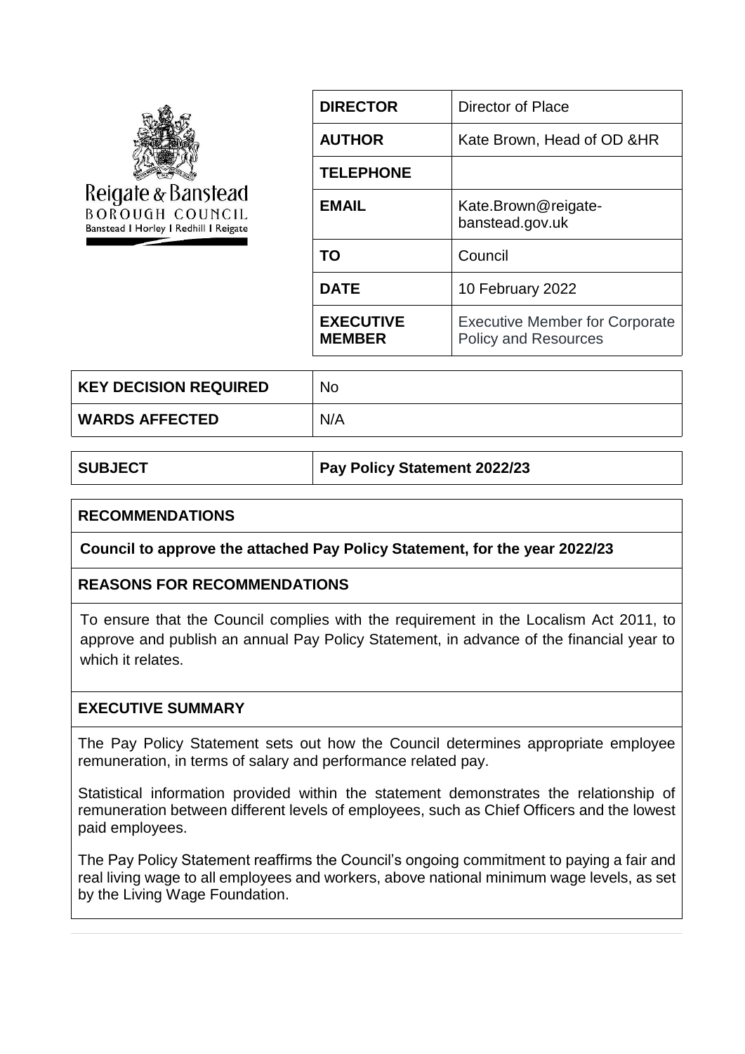Reigate & Banstead
BOROUGH COUNCIL
Banstead | Horley | Redhill | Reigate

| | |
|---|---|
| **DIRECTOR** | Director of Place |
| **AUTHOR** | Kate Brown, Head of OD &HR |
| **TELEPHONE** | |
| **EMAIL** | Kate.Brown@reigate-banstead.gov.uk |
| **TO** | Council |
| **DATE** | 10 February 2022 |
| **EXECUTIVE MEMBER** | Executive Member for Corporate Policy and Resources |

| | |
|---|---|
| **KEY DECISION REQUIRED** | No |
| **WARDS AFFECTED** | N/A |

| | |
|---|---|
| **SUBJECT** | **Pay Policy Statement 2022/23** |

## RECOMMENDATIONS

**Council to approve the attached Pay Policy Statement, for the year 2022/23**

## REASONS FOR RECOMMENDATIONS

To ensure that the Council complies with the requirement in the Localism Act 2011, to approve and publish an annual Pay Policy Statement, in advance of the financial year to which it relates.

## EXECUTIVE SUMMARY

The Pay Policy Statement sets out how the Council determines appropriate employee remuneration, in terms of salary and performance related pay.

Statistical information provided within the statement demonstrates the relationship of remuneration between different levels of employees, such as Chief Officers and the lowest paid employees.

The Pay Policy Statement reaffirms the Council's ongoing commitment to paying a fair and real living wage to all employees and workers, above national minimum wage levels, as set by the Living Wage Foundation.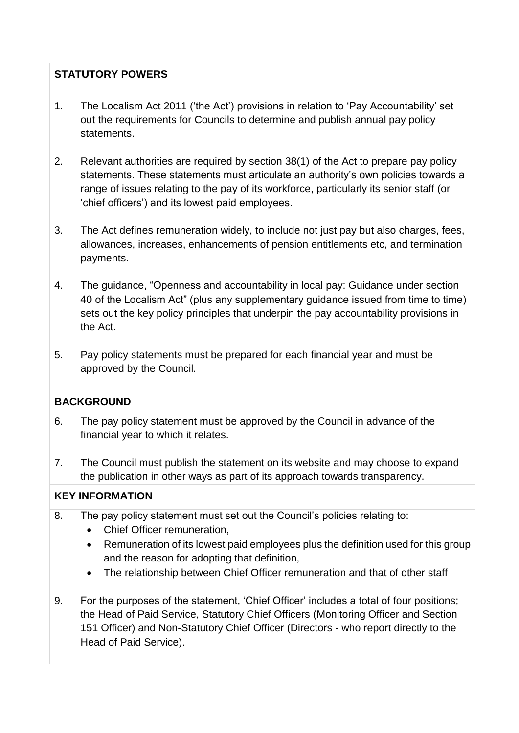## STATUTORY POWERS

1. The Localism Act 2011 ('the Act') provisions in relation to 'Pay Accountability' set out the requirements for Councils to determine and publish annual pay policy statements.

2. Relevant authorities are required by section 38(1) of the Act to prepare pay policy statements. These statements must articulate an authority's own policies towards a range of issues relating to the pay of its workforce, particularly its senior staff (or 'chief officers') and its lowest paid employees.

3. The Act defines remuneration widely, to include not just pay but also charges, fees, allowances, increases, enhancements of pension entitlements etc, and termination payments.

4. The guidance, "Openness and accountability in local pay: Guidance under section 40 of the Localism Act" (plus any supplementary guidance issued from time to time) sets out the key policy principles that underpin the pay accountability provisions in the Act.

5. Pay policy statements must be prepared for each financial year and must be approved by the Council.

## BACKGROUND

6. The pay policy statement must be approved by the Council in advance of the financial year to which it relates.

7. The Council must publish the statement on its website and may choose to expand the publication in other ways as part of its approach towards transparency.

## KEY INFORMATION

8. The pay policy statement must set out the Council's policies relating to:
   - Chief Officer remuneration,
   - Remuneration of its lowest paid employees plus the definition used for this group and the reason for adopting that definition,
   - The relationship between Chief Officer remuneration and that of other staff

9. For the purposes of the statement, 'Chief Officer' includes a total of four positions; the Head of Paid Service, Statutory Chief Officers (Monitoring Officer and Section 151 Officer) and Non-Statutory Chief Officer (Directors - who report directly to the Head of Paid Service).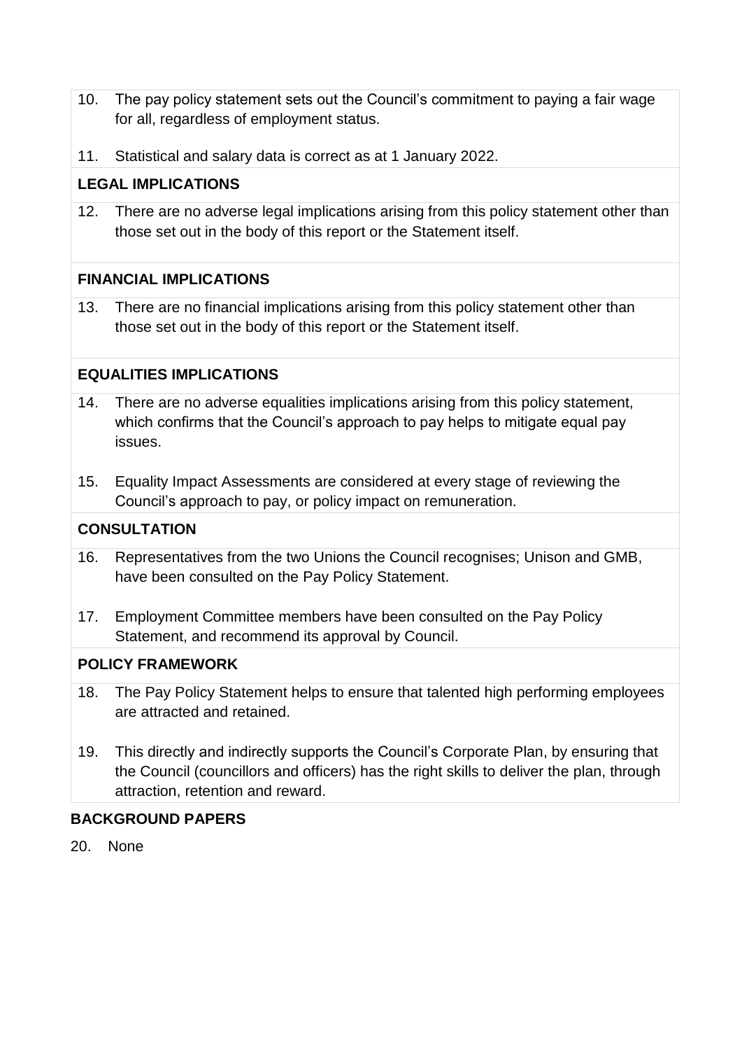10. The pay policy statement sets out the Council's commitment to paying a fair wage for all, regardless of employment status.

11. Statistical and salary data is correct as at 1 January 2022.

**LEGAL IMPLICATIONS**

12. There are no adverse legal implications arising from this policy statement other than those set out in the body of this report or the Statement itself.

**FINANCIAL IMPLICATIONS**

13. There are no financial implications arising from this policy statement other than those set out in the body of this report or the Statement itself.

**EQUALITIES IMPLICATIONS**

14. There are no adverse equalities implications arising from this policy statement, which confirms that the Council's approach to pay helps to mitigate equal pay issues.

15. Equality Impact Assessments are considered at every stage of reviewing the Council's approach to pay, or policy impact on remuneration.

**CONSULTATION**

16. Representatives from the two Unions the Council recognises; Unison and GMB, have been consulted on the Pay Policy Statement.

17. Employment Committee members have been consulted on the Pay Policy Statement, and recommend its approval by Council.

**POLICY FRAMEWORK**

18. The Pay Policy Statement helps to ensure that talented high performing employees are attracted and retained.

19. This directly and indirectly supports the Council's Corporate Plan, by ensuring that the Council (councillors and officers) has the right skills to deliver the plan, through attraction, retention and reward.

**BACKGROUND PAPERS**

20. None